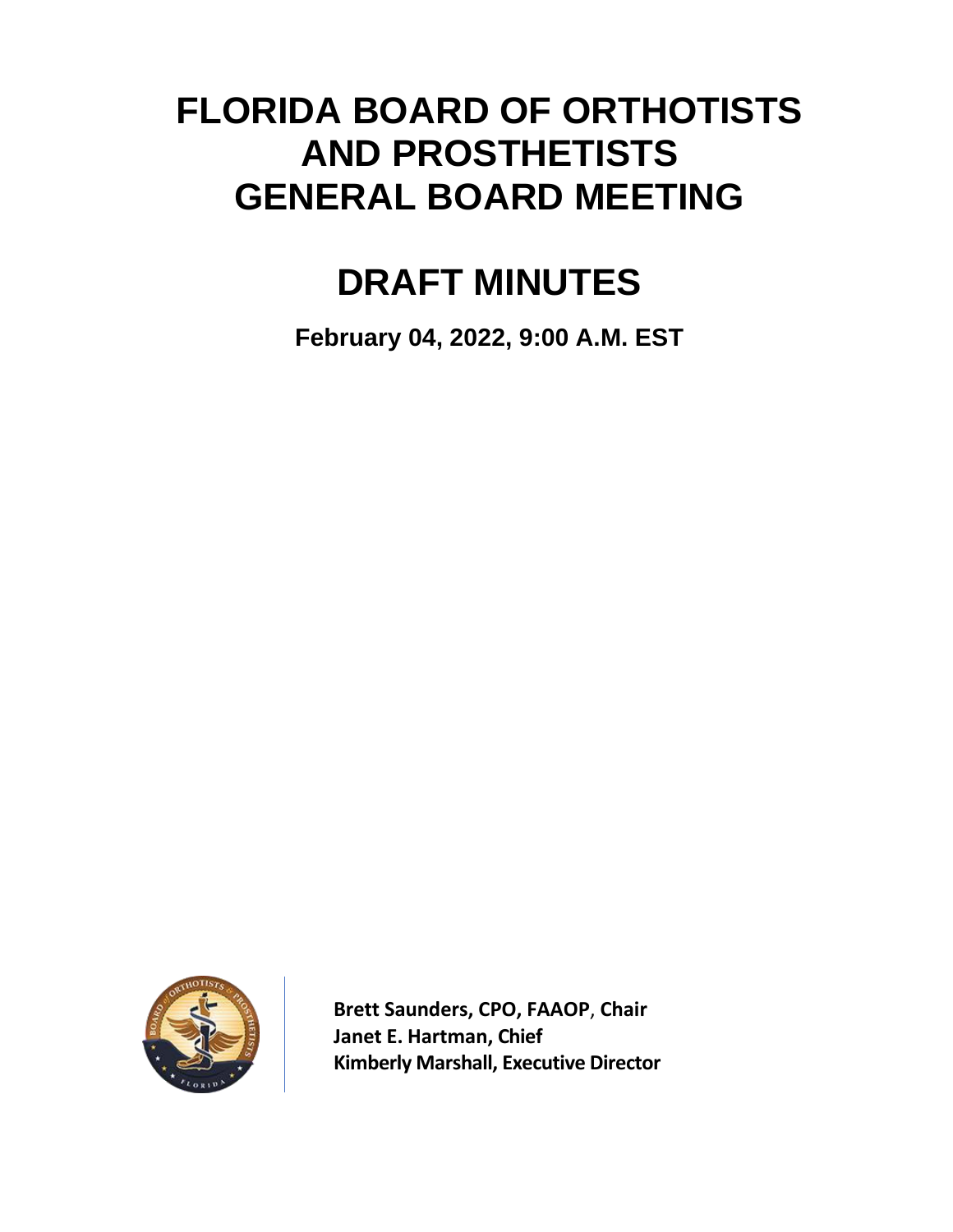# FLORIDA BOARD OF ORTHOTISTS AND PROSTHETISTS GENERAL BOARD MEETING

# DRAFT MINUTES

**February 04, 2022, 9:00 A.M. EST**

**Brett Saunders, CPO, FAAOP, Chair**
**Janet E. Hartman, Chief**
**Kimberly Marshall, Executive Director**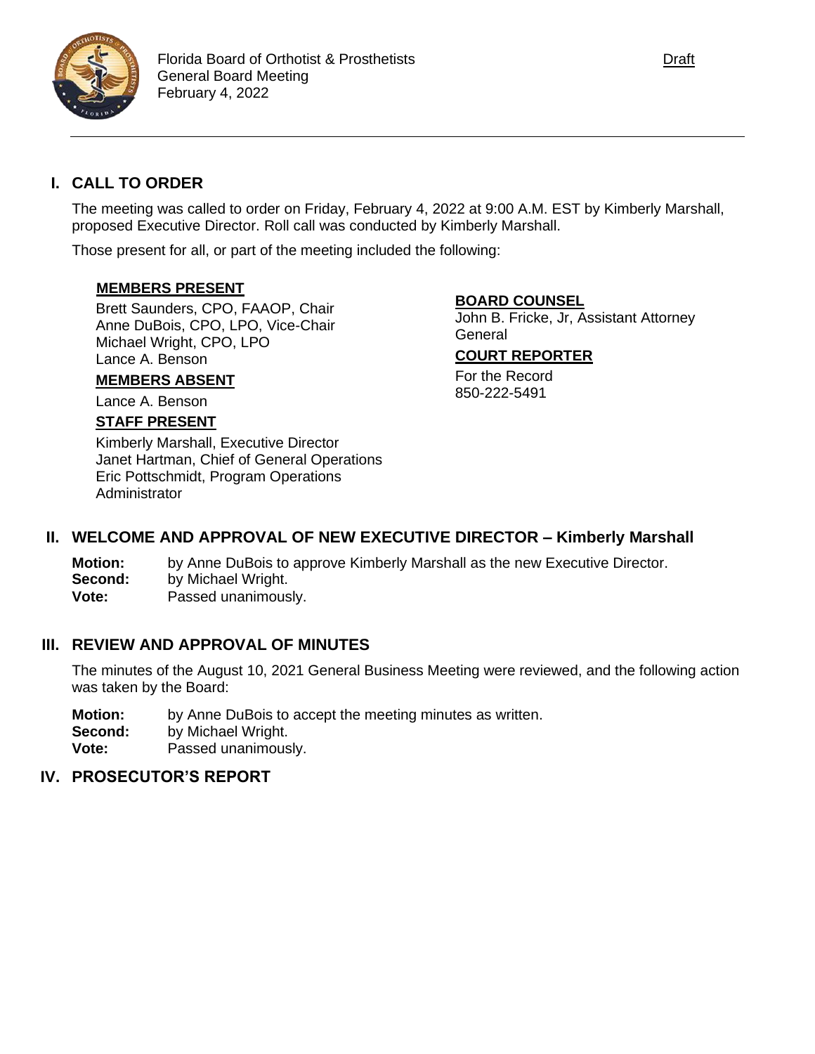Florida Board of Orthotist & Prosthetists
General Board Meeting
February 4, 2022

Draft

## I. CALL TO ORDER

The meeting was called to order on Friday, February 4, 2022 at 9:00 A.M. EST by Kimberly Marshall, proposed Executive Director. Roll call was conducted by Kimberly Marshall.

Those present for all, or part of the meeting included the following:

**MEMBERS PRESENT**

Brett Saunders, CPO, FAAOP, Chair
Anne DuBois, CPO, LPO, Vice-Chair
Michael Wright, CPO, LPO
Lance A. Benson

**MEMBERS ABSENT**

Lance A. Benson

**STAFF PRESENT**

Kimberly Marshall, Executive Director
Janet Hartman, Chief of General Operations
Eric Pottschmidt, Program Operations Administrator

**BOARD COUNSEL**

John B. Fricke, Jr, Assistant Attorney General

**COURT REPORTER**

For the Record
850-222-5491

## II. WELCOME AND APPROVAL OF NEW EXECUTIVE DIRECTOR – Kimberly Marshall

**Motion:** by Anne DuBois to approve Kimberly Marshall as the new Executive Director.
**Second:** by Michael Wright.
**Vote:** Passed unanimously.

## III. REVIEW AND APPROVAL OF MINUTES

The minutes of the August 10, 2021 General Business Meeting were reviewed, and the following action was taken by the Board:

**Motion:** by Anne DuBois to accept the meeting minutes as written.
**Second:** by Michael Wright.
**Vote:** Passed unanimously.

## IV. PROSECUTOR'S REPORT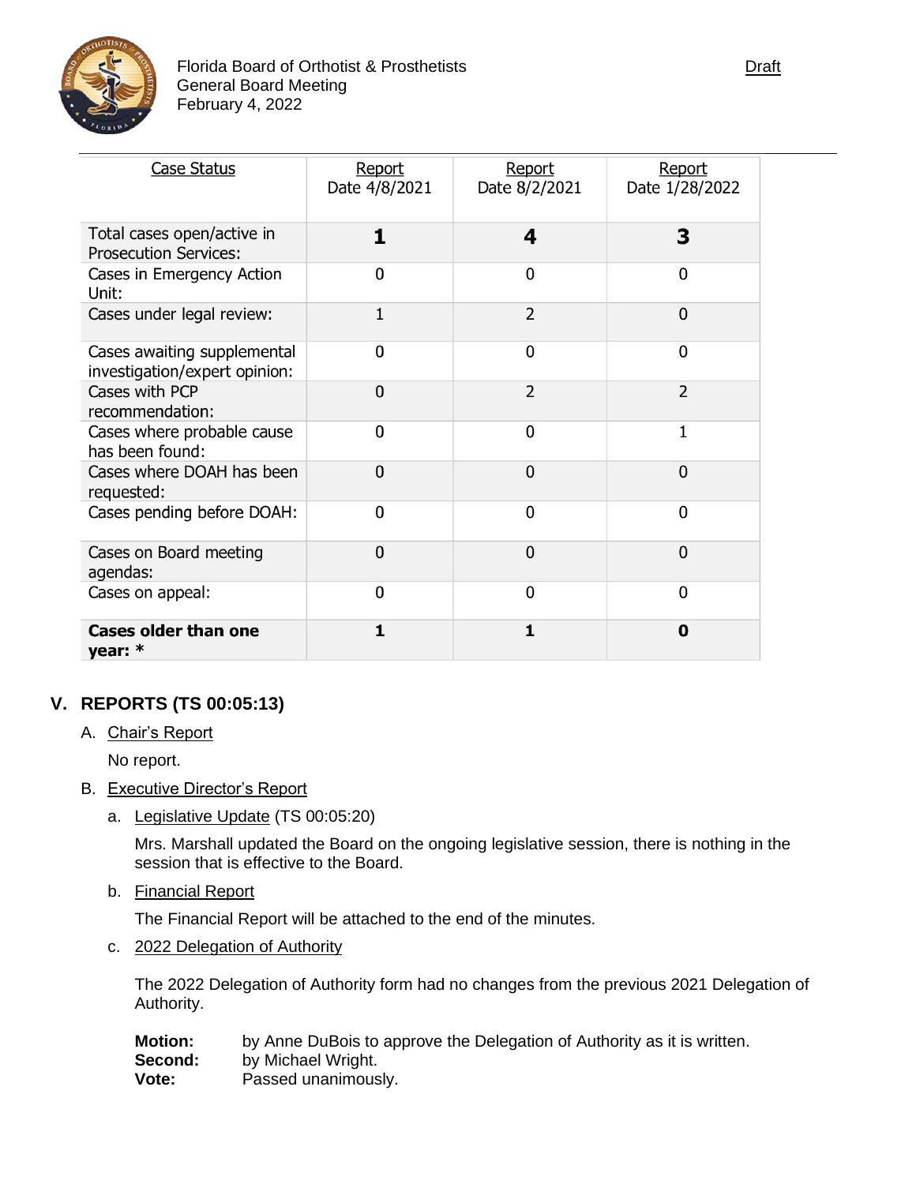| Case Status | Report Date 4/8/2021 | Report Date 8/2/2021 | Report Date 1/28/2022 |
|---|---|---|---|
| Total cases open/active in Prosecution Services: | **1** | **4** | **3** |
| Cases in Emergency Action Unit: | 0 | 0 | 0 |
| Cases under legal review: | 1 | 2 | 0 |
| Cases awaiting supplemental investigation/expert opinion: | 0 | 0 | 0 |
| Cases with PCP recommendation: | 0 | 2 | 2 |
| Cases where probable cause has been found: | 0 | 0 | 1 |
| Cases where DOAH has been requested: | 0 | 0 | 0 |
| Cases pending before DOAH: | 0 | 0 | 0 |
| Cases on Board meeting agendas: | 0 | 0 | 0 |
| Cases on appeal: | 0 | 0 | 0 |
| **Cases older than one year: \*** | **1** | **1** | **0** |

## V. REPORTS (TS 00:05:13)

A. Chair's Report

No report.

B. Executive Director's Report

a. Legislative Update (TS 00:05:20)

Mrs. Marshall updated the Board on the ongoing legislative session, there is nothing in the session that is effective to the Board.

b. Financial Report

The Financial Report will be attached to the end of the minutes.

c. 2022 Delegation of Authority

The 2022 Delegation of Authority form had no changes from the previous 2021 Delegation of Authority.

**Motion:** by Anne DuBois to approve the Delegation of Authority as it is written.
**Second:** by Michael Wright.
**Vote:** Passed unanimously.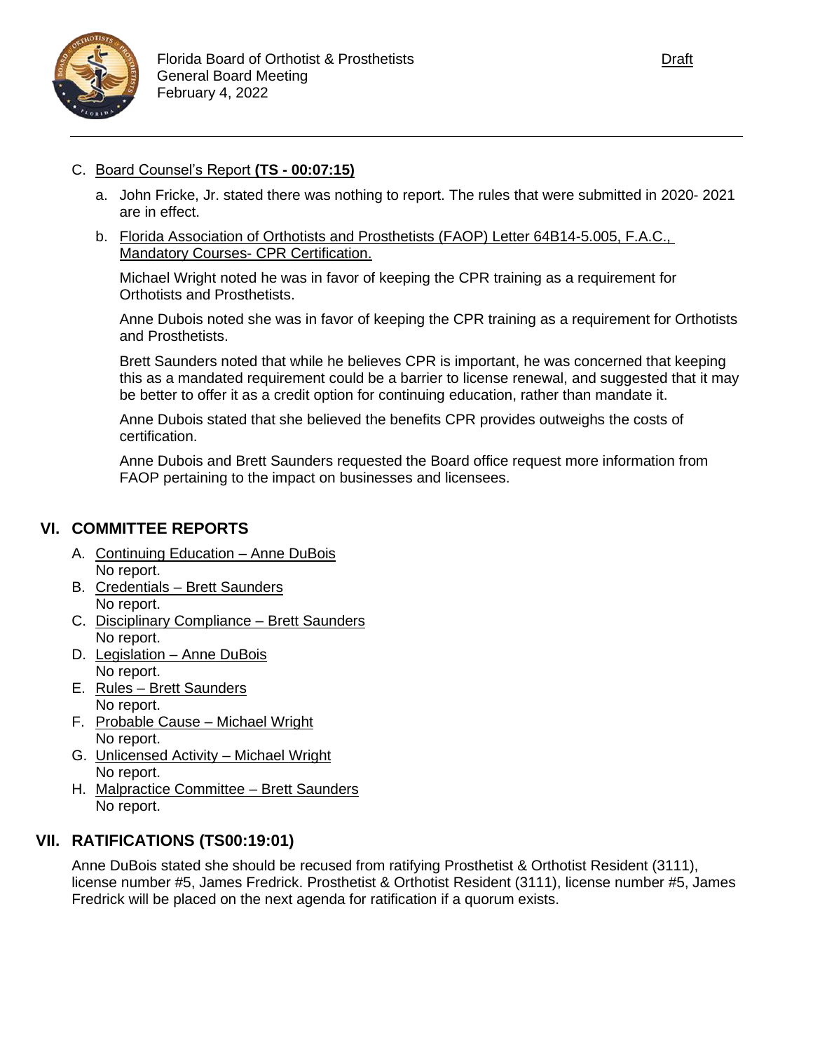C. Board Counsel's Report **(TS - 00:07:15)**

a. John Fricke, Jr. stated there was nothing to report. The rules that were submitted in 2020- 2021 are in effect.

b. Florida Association of Orthotists and Prosthetists (FAOP) Letter 64B14-5.005, F.A.C., Mandatory Courses- CPR Certification.

Michael Wright noted he was in favor of keeping the CPR training as a requirement for Orthotists and Prosthetists.

Anne Dubois noted she was in favor of keeping the CPR training as a requirement for Orthotists and Prosthetists.

Brett Saunders noted that while he believes CPR is important, he was concerned that keeping this as a mandated requirement could be a barrier to license renewal, and suggested that it may be better to offer it as a credit option for continuing education, rather than mandate it.

Anne Dubois stated that she believed the benefits CPR provides outweighs the costs of certification.

Anne Dubois and Brett Saunders requested the Board office request more information from FAOP pertaining to the impact on businesses and licensees.

## VI. COMMITTEE REPORTS

A. Continuing Education – Anne DuBois
No report.

B. Credentials – Brett Saunders
No report.

C. Disciplinary Compliance – Brett Saunders
No report.

D. Legislation – Anne DuBois
No report.

E. Rules – Brett Saunders
No report.

F. Probable Cause – Michael Wright
No report.

G. Unlicensed Activity – Michael Wright
No report.

H. Malpractice Committee – Brett Saunders
No report.

## VII. RATIFICATIONS (TS00:19:01)

Anne DuBois stated she should be recused from ratifying Prosthetist & Orthotist Resident (3111), license number #5, James Fredrick. Prosthetist & Orthotist Resident (3111), license number #5, James Fredrick will be placed on the next agenda for ratification if a quorum exists.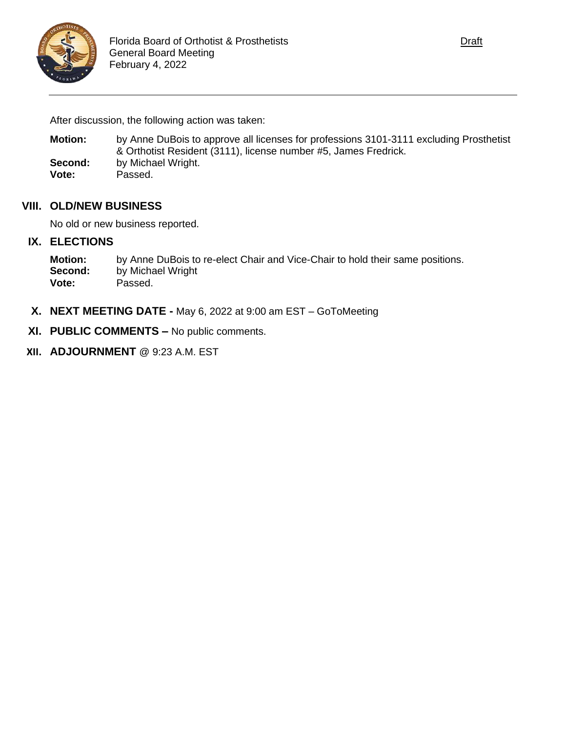After discussion, the following action was taken:

**Motion:** by Anne DuBois to approve all licenses for professions 3101-3111 excluding Prosthetist & Orthotist Resident (3111), license number #5, James Fredrick.
**Second:** by Michael Wright.
**Vote:** Passed.

## VIII. OLD/NEW BUSINESS

No old or new business reported.

## IX. ELECTIONS

**Motion:** by Anne DuBois to re-elect Chair and Vice-Chair to hold their same positions.
**Second:** by Michael Wright
**Vote:** Passed.

## X. NEXT MEETING DATE - May 6, 2022 at 9:00 am EST – GoToMeeting

## XI. PUBLIC COMMENTS – No public comments.

## XII. ADJOURNMENT @ 9:23 A.M. EST